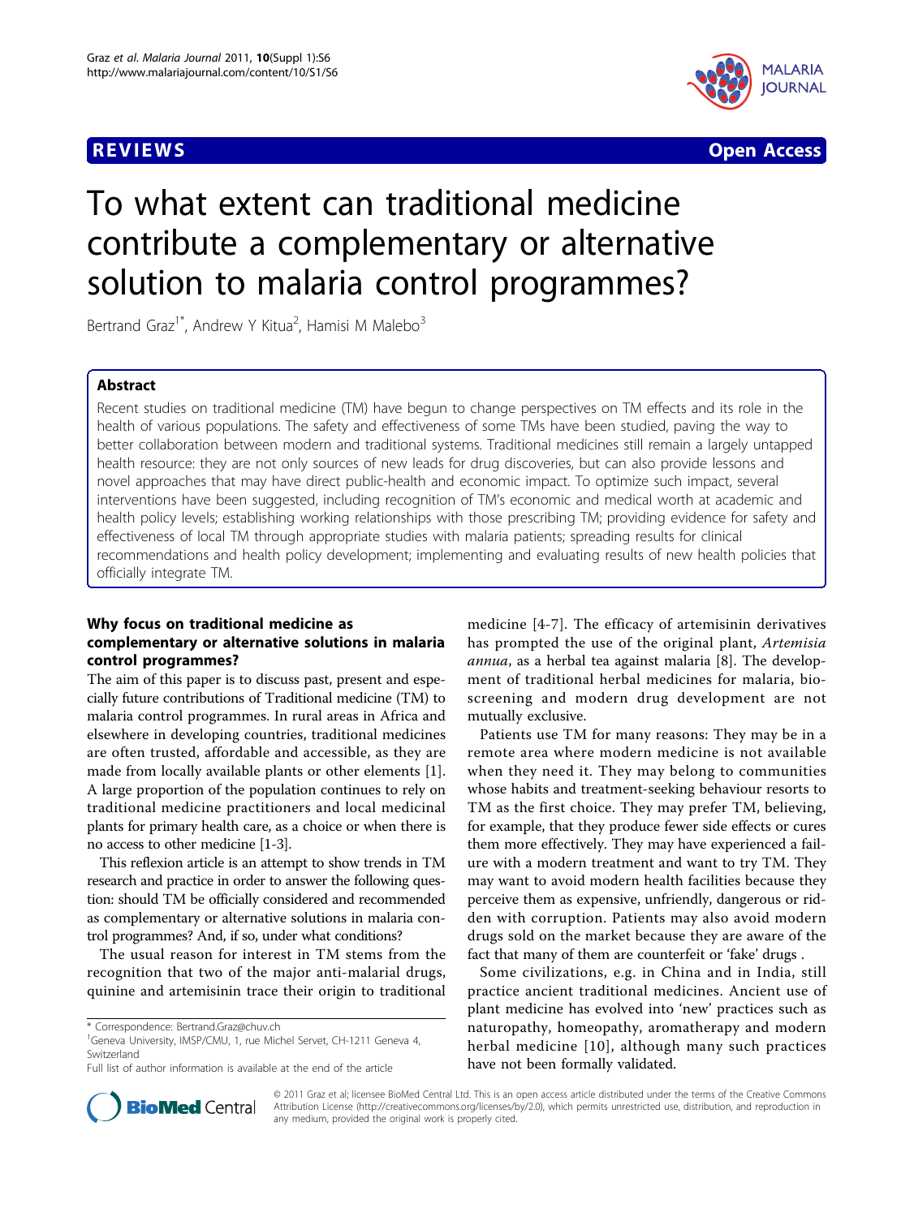REVIEWS Open Access

# To what extent can traditional medicine contribute a complementary or alternative solution to malaria control programmes?

Bertrand Graz[1*], Andrew Y Kitua[2], Hamisi M Malebo[3]

## Abstract

Recent studies on traditional medicine (TM) have begun to change perspectives on TM effects and its role in the health of various populations. The safety and effectiveness of some TMs have been studied, paving the way to better collaboration between modern and traditional systems. Traditional medicines still remain a largely untapped health resource: they are not only sources of new leads for drug discoveries, but can also provide lessons and novel approaches that may have direct public-health and economic impact. To optimize such impact, several interventions have been suggested, including recognition of TM's economic and medical worth at academic and health policy levels; establishing working relationships with those prescribing TM; providing evidence for safety and effectiveness of local TM through appropriate studies with malaria patients; spreading results for clinical recommendations and health policy development; implementing and evaluating results of new health policies that officially integrate TM.

### Why focus on traditional medicine as complementary or alternative solutions in malaria control programmes?

The aim of this paper is to discuss past, present and especially future contributions of Traditional medicine (TM) to malaria control programmes. In rural areas in Africa and elsewhere in developing countries, traditional medicines are often trusted, affordable and accessible, as they are made from locally available plants or other elements [1]. A large proportion of the population continues to rely on traditional medicine practitioners and local medicinal plants for primary health care, as a choice or when there is no access to other medicine [1-3].

This reflexion article is an attempt to show trends in TM research and practice in order to answer the following question: should TM be officially considered and recommended as complementary or alternative solutions in malaria control programmes? And, if so, under what conditions?

The usual reason for interest in TM stems from the recognition that two of the major anti-malarial drugs, quinine and artemisinin trace their origin to traditional medicine [4-7]. The efficacy of artemisinin derivatives has prompted the use of the original plant, *Artemisia annua*, as a herbal tea against malaria [8]. The development of traditional herbal medicines for malaria, bioscreening and modern drug development are not mutually exclusive.

Patients use TM for many reasons: They may be in a remote area where modern medicine is not available when they need it. They may belong to communities whose habits and treatment-seeking behaviour resorts to TM as the first choice. They may prefer TM, believing, for example, that they produce fewer side effects or cures them more effectively. They may have experienced a failure with a modern treatment and want to try TM. They may want to avoid modern health facilities because they perceive them as expensive, unfriendly, dangerous or ridden with corruption. Patients may also avoid modern drugs sold on the market because they are aware of the fact that many of them are counterfeit or 'fake' drugs .

Some civilizations, e.g. in China and in India, still practice ancient traditional medicines. Ancient use of plant medicine has evolved into 'new' practices such as naturopathy, homeopathy, aromatherapy and modern herbal medicine [10], although many such practices have not been formally validated.

\* Correspondence: Bertrand.Graz@chuv.ch
[1]Geneva University, IMSP/CMU, 1, rue Michel Servet, CH-1211 Geneva 4, Switzerland
Full list of author information is available at the end of the article

© 2011 Graz et al; licensee BioMed Central Ltd. This is an open access article distributed under the terms of the Creative Commons Attribution License (http://creativecommons.org/licenses/by/2.0), which permits unrestricted use, distribution, and reproduction in any medium, provided the original work is properly cited.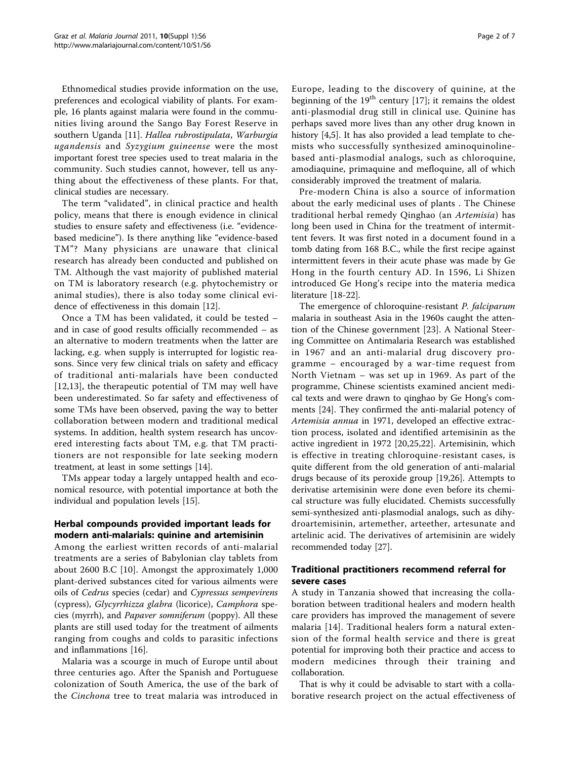Ethnomedical studies provide information on the use, preferences and ecological viability of plants. For example, 16 plants against malaria were found in the communities living around the Sango Bay Forest Reserve in southern Uganda [11]. *Hallea rubrostipulata*, *Warburgia ugandensis* and *Syzygium guineense* were the most important forest tree species used to treat malaria in the community. Such studies cannot, however, tell us anything about the effectiveness of these plants. For that, clinical studies are necessary.

The term "validated", in clinical practice and health policy, means that there is enough evidence in clinical studies to ensure safety and effectiveness (i.e. "evidence-based medicine"). Is there anything like "evidence-based TM"? Many physicians are unaware that clinical research has already been conducted and published on TM. Although the vast majority of published material on TM is laboratory research (e.g. phytochemistry or animal studies), there is also today some clinical evidence of effectiveness in this domain [12].

Once a TM has been validated, it could be tested – and in case of good results officially recommended – as an alternative to modern treatments when the latter are lacking, e.g. when supply is interrupted for logistic reasons. Since very few clinical trials on safety and efficacy of traditional anti-malarials have been conducted [12,13], the therapeutic potential of TM may well have been underestimated. So far safety and effectiveness of some TMs have been observed, paving the way to better collaboration between modern and traditional medical systems. In addition, health system research has uncovered interesting facts about TM, e.g. that TM practitioners are not responsible for late seeking modern treatment, at least in some settings [14].

TMs appear today a largely untapped health and economical resource, with potential importance at both the individual and population levels [15].

## Herbal compounds provided important leads for modern anti-malarials: quinine and artemisinin

Among the earliest written records of anti-malarial treatments are a series of Babylonian clay tablets from about 2600 B.C [10]. Amongst the approximately 1,000 plant-derived substances cited for various ailments were oils of *Cedrus* species (cedar) and *Cypressus sempevirens* (cypress), *Glycyrrhizza glabra* (licorice), *Camphora* species (myrrh), and *Papaver somniferum* (poppy). All these plants are still used today for the treatment of ailments ranging from coughs and colds to parasitic infections and inflammations [16].

Malaria was a scourge in much of Europe until about three centuries ago. After the Spanish and Portuguese colonization of South America, the use of the bark of the *Cinchona* tree to treat malaria was introduced in Europe, leading to the discovery of quinine, at the beginning of the 19th century [17]; it remains the oldest anti-plasmodial drug still in clinical use. Quinine has perhaps saved more lives than any other drug known in history [4,5]. It has also provided a lead template to chemists who successfully synthesized aminoquinoline-based anti-plasmodial analogs, such as chloroquine, amodiaquine, primaquine and mefloquine, all of which considerably improved the treatment of malaria.

Pre-modern China is also a source of information about the early medicinal uses of plants . The Chinese traditional herbal remedy Qinghao (an *Artemisia*) has long been used in China for the treatment of intermittent fevers. It was first noted in a document found in a tomb dating from 168 B.C., while the first recipe against intermittent fevers in their acute phase was made by Ge Hong in the fourth century AD. In 1596, Li Shizen introduced Ge Hong's recipe into the materia medica literature [18-22].

The emergence of chloroquine-resistant *P. falciparum* malaria in southeast Asia in the 1960s caught the attention of the Chinese government [23]. A National Steering Committee on Antimalaria Research was established in 1967 and an anti-malarial drug discovery programme – encouraged by a war-time request from North Vietnam – was set up in 1969. As part of the programme, Chinese scientists examined ancient medical texts and were drawn to qinghao by Ge Hong's comments [24]. They confirmed the anti-malarial potency of *Artemisia annua* in 1971, developed an effective extraction process, isolated and identified artemisinin as the active ingredient in 1972 [20,25,22]. Artemisinin, which is effective in treating chloroquine-resistant cases, is quite different from the old generation of anti-malarial drugs because of its peroxide group [19,26]. Attempts to derivatise artemisinin were done even before its chemical structure was fully elucidated. Chemists successfully semi-synthesized anti-plasmodial analogs, such as dihydroartemisinin, artemether, arteether, artesunate and artelinic acid. The derivatives of artemisinin are widely recommended today [27].

## Traditional practitioners recommend referral for severe cases

A study in Tanzania showed that increasing the collaboration between traditional healers and modern health care providers has improved the management of severe malaria [14]. Traditional healers form a natural extension of the formal health service and there is great potential for improving both their practice and access to modern medicines through their training and collaboration.

That is why it could be advisable to start with a collaborative research project on the actual effectiveness of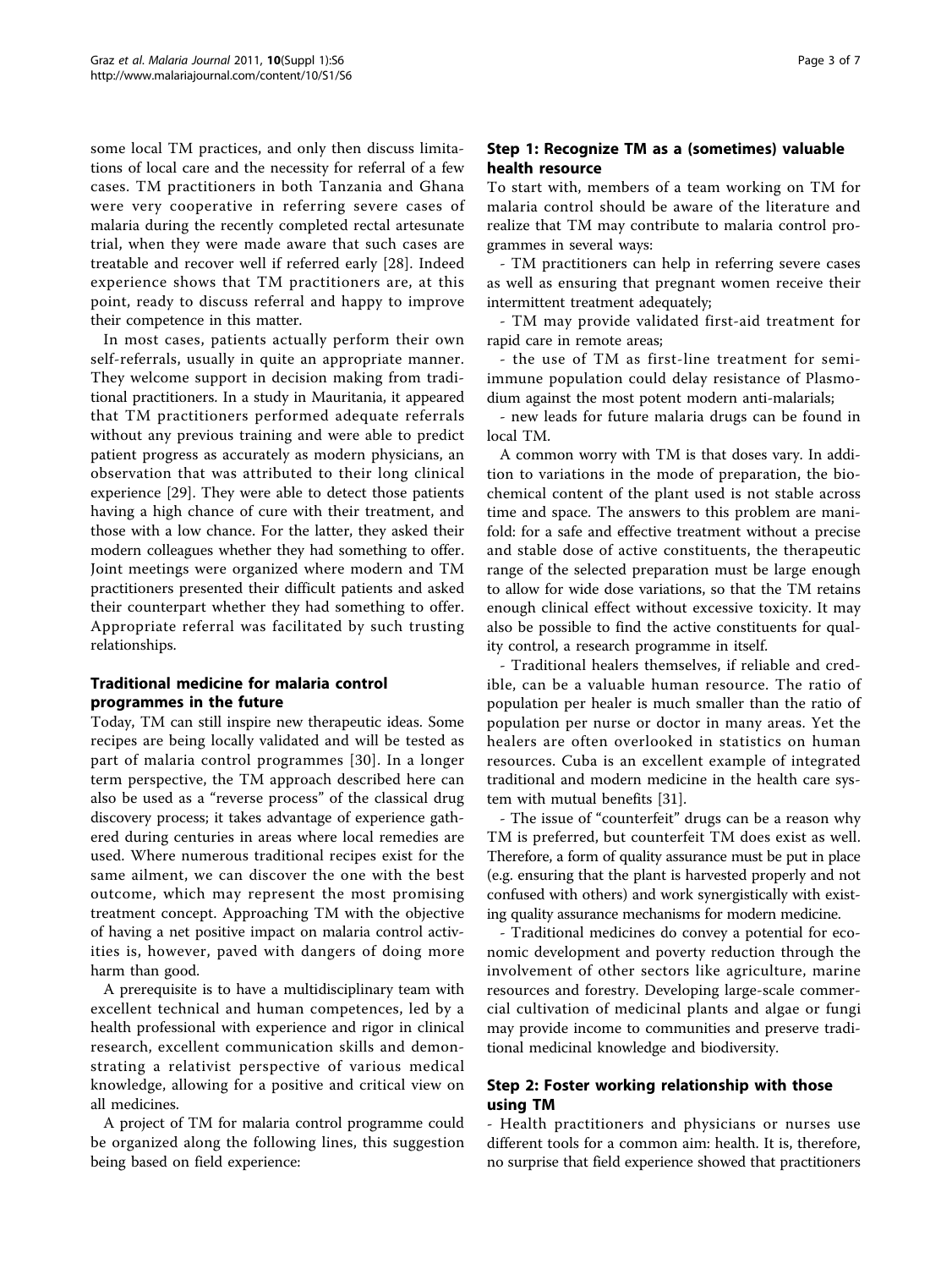some local TM practices, and only then discuss limitations of local care and the necessity for referral of a few cases. TM practitioners in both Tanzania and Ghana were very cooperative in referring severe cases of malaria during the recently completed rectal artesunate trial, when they were made aware that such cases are treatable and recover well if referred early [28]. Indeed experience shows that TM practitioners are, at this point, ready to discuss referral and happy to improve their competence in this matter.

In most cases, patients actually perform their own self-referrals, usually in quite an appropriate manner. They welcome support in decision making from traditional practitioners. In a study in Mauritania, it appeared that TM practitioners performed adequate referrals without any previous training and were able to predict patient progress as accurately as modern physicians, an observation that was attributed to their long clinical experience [29]. They were able to detect those patients having a high chance of cure with their treatment, and those with a low chance. For the latter, they asked their modern colleagues whether they had something to offer. Joint meetings were organized where modern and TM practitioners presented their difficult patients and asked their counterpart whether they had something to offer. Appropriate referral was facilitated by such trusting relationships.

## Traditional medicine for malaria control programmes in the future

Today, TM can still inspire new therapeutic ideas. Some recipes are being locally validated and will be tested as part of malaria control programmes [30]. In a longer term perspective, the TM approach described here can also be used as a "reverse process" of the classical drug discovery process; it takes advantage of experience gathered during centuries in areas where local remedies are used. Where numerous traditional recipes exist for the same ailment, we can discover the one with the best outcome, which may represent the most promising treatment concept. Approaching TM with the objective of having a net positive impact on malaria control activities is, however, paved with dangers of doing more harm than good.

A prerequisite is to have a multidisciplinary team with excellent technical and human competences, led by a health professional with experience and rigor in clinical research, excellent communication skills and demonstrating a relativist perspective of various medical knowledge, allowing for a positive and critical view on all medicines.

A project of TM for malaria control programme could be organized along the following lines, this suggestion being based on field experience:

### Step 1: Recognize TM as a (sometimes) valuable health resource

To start with, members of a team working on TM for malaria control should be aware of the literature and realize that TM may contribute to malaria control programmes in several ways:

- TM practitioners can help in referring severe cases as well as ensuring that pregnant women receive their intermittent treatment adequately;

- TM may provide validated first-aid treatment for rapid care in remote areas;

- the use of TM as first-line treatment for semi-immune population could delay resistance of Plasmodium against the most potent modern anti-malarials;

- new leads for future malaria drugs can be found in local TM.

A common worry with TM is that doses vary. In addition to variations in the mode of preparation, the biochemical content of the plant used is not stable across time and space. The answers to this problem are manifold: for a safe and effective treatment without a precise and stable dose of active constituents, the therapeutic range of the selected preparation must be large enough to allow for wide dose variations, so that the TM retains enough clinical effect without excessive toxicity. It may also be possible to find the active constituents for quality control, a research programme in itself.

- Traditional healers themselves, if reliable and credible, can be a valuable human resource. The ratio of population per healer is much smaller than the ratio of population per nurse or doctor in many areas. Yet the healers are often overlooked in statistics on human resources. Cuba is an excellent example of integrated traditional and modern medicine in the health care system with mutual benefits [31].

- The issue of "counterfeit" drugs can be a reason why TM is preferred, but counterfeit TM does exist as well. Therefore, a form of quality assurance must be put in place (e.g. ensuring that the plant is harvested properly and not confused with others) and work synergistically with existing quality assurance mechanisms for modern medicine.

- Traditional medicines do convey a potential for economic development and poverty reduction through the involvement of other sectors like agriculture, marine resources and forestry. Developing large-scale commercial cultivation of medicinal plants and algae or fungi may provide income to communities and preserve traditional medicinal knowledge and biodiversity.

### Step 2: Foster working relationship with those using TM

- Health practitioners and physicians or nurses use different tools for a common aim: health. It is, therefore, no surprise that field experience showed that practitioners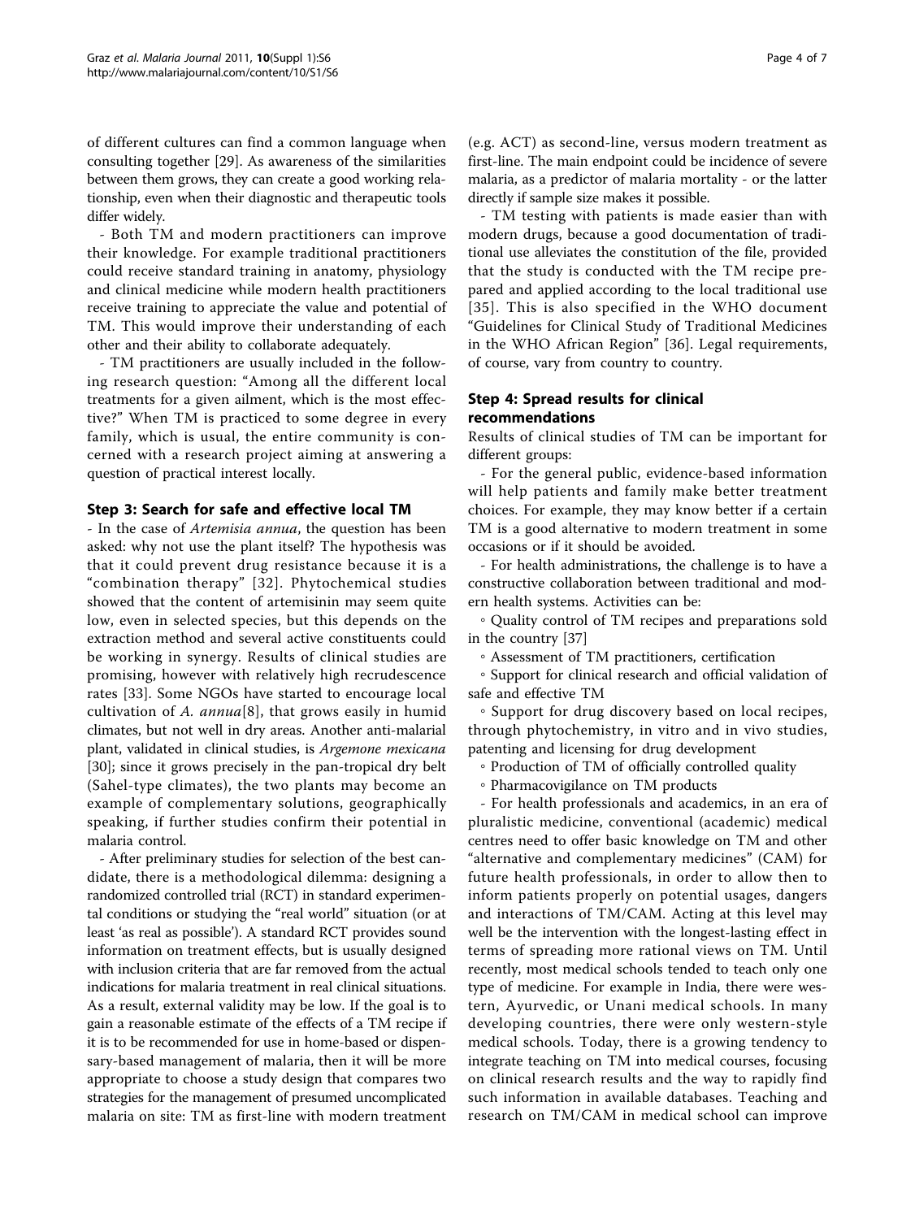of different cultures can find a common language when consulting together [29]. As awareness of the similarities between them grows, they can create a good working relationship, even when their diagnostic and therapeutic tools differ widely.

- Both TM and modern practitioners can improve their knowledge. For example traditional practitioners could receive standard training in anatomy, physiology and clinical medicine while modern health practitioners receive training to appreciate the value and potential of TM. This would improve their understanding of each other and their ability to collaborate adequately.

- TM practitioners are usually included in the following research question: "Among all the different local treatments for a given ailment, which is the most effective?" When TM is practiced to some degree in every family, which is usual, the entire community is concerned with a research project aiming at answering a question of practical interest locally.

## Step 3: Search for safe and effective local TM

- In the case of *Artemisia annua*, the question has been asked: why not use the plant itself? The hypothesis was that it could prevent drug resistance because it is a "combination therapy" [32]. Phytochemical studies showed that the content of artemisinin may seem quite low, even in selected species, but this depends on the extraction method and several active constituents could be working in synergy. Results of clinical studies are promising, however with relatively high recrudescence rates [33]. Some NGOs have started to encourage local cultivation of *A. annua*[8], that grows easily in humid climates, but not well in dry areas. Another anti-malarial plant, validated in clinical studies, is *Argemone mexicana* [30]; since it grows precisely in the pan-tropical dry belt (Sahel-type climates), the two plants may become an example of complementary solutions, geographically speaking, if further studies confirm their potential in malaria control.

- After preliminary studies for selection of the best candidate, there is a methodological dilemma: designing a randomized controlled trial (RCT) in standard experimental conditions or studying the "real world" situation (or at least 'as real as possible'). A standard RCT provides sound information on treatment effects, but is usually designed with inclusion criteria that are far removed from the actual indications for malaria treatment in real clinical situations. As a result, external validity may be low. If the goal is to gain a reasonable estimate of the effects of a TM recipe if it is to be recommended for use in home-based or dispensary-based management of malaria, then it will be more appropriate to choose a study design that compares two strategies for the management of presumed uncomplicated malaria on site: TM as first-line with modern treatment (e.g. ACT) as second-line, versus modern treatment as first-line. The main endpoint could be incidence of severe malaria, as a predictor of malaria mortality - or the latter directly if sample size makes it possible.

- TM testing with patients is made easier than with modern drugs, because a good documentation of traditional use alleviates the constitution of the file, provided that the study is conducted with the TM recipe prepared and applied according to the local traditional use [35]. This is also specified in the WHO document "Guidelines for Clinical Study of Traditional Medicines in the WHO African Region" [36]. Legal requirements, of course, vary from country to country.

## Step 4: Spread results for clinical recommendations

Results of clinical studies of TM can be important for different groups:

- For the general public, evidence-based information will help patients and family make better treatment choices. For example, they may know better if a certain TM is a good alternative to modern treatment in some occasions or if it should be avoided.

- For health administrations, the challenge is to have a constructive collaboration between traditional and modern health systems. Activities can be:

  ◦ Quality control of TM recipes and preparations sold in the country [37]
  
  ◦ Assessment of TM practitioners, certification
  
  ◦ Support for clinical research and official validation of safe and effective TM
  
  ◦ Support for drug discovery based on local recipes, through phytochemistry, in vitro and in vivo studies, patenting and licensing for drug development
  
  ◦ Production of TM of officially controlled quality
  
  ◦ Pharmacovigilance on TM products

- For health professionals and academics, in an era of pluralistic medicine, conventional (academic) medical centres need to offer basic knowledge on TM and other "alternative and complementary medicines" (CAM) for future health professionals, in order to allow then to inform patients properly on potential usages, dangers and interactions of TM/CAM. Acting at this level may well be the intervention with the longest-lasting effect in terms of spreading more rational views on TM. Until recently, most medical schools tended to teach only one type of medicine. For example in India, there were western, Ayurvedic, or Unani medical schools. In many developing countries, there were only western-style medical schools. Today, there is a growing tendency to integrate teaching on TM into medical courses, focusing on clinical research results and the way to rapidly find such information in available databases. Teaching and research on TM/CAM in medical school can improve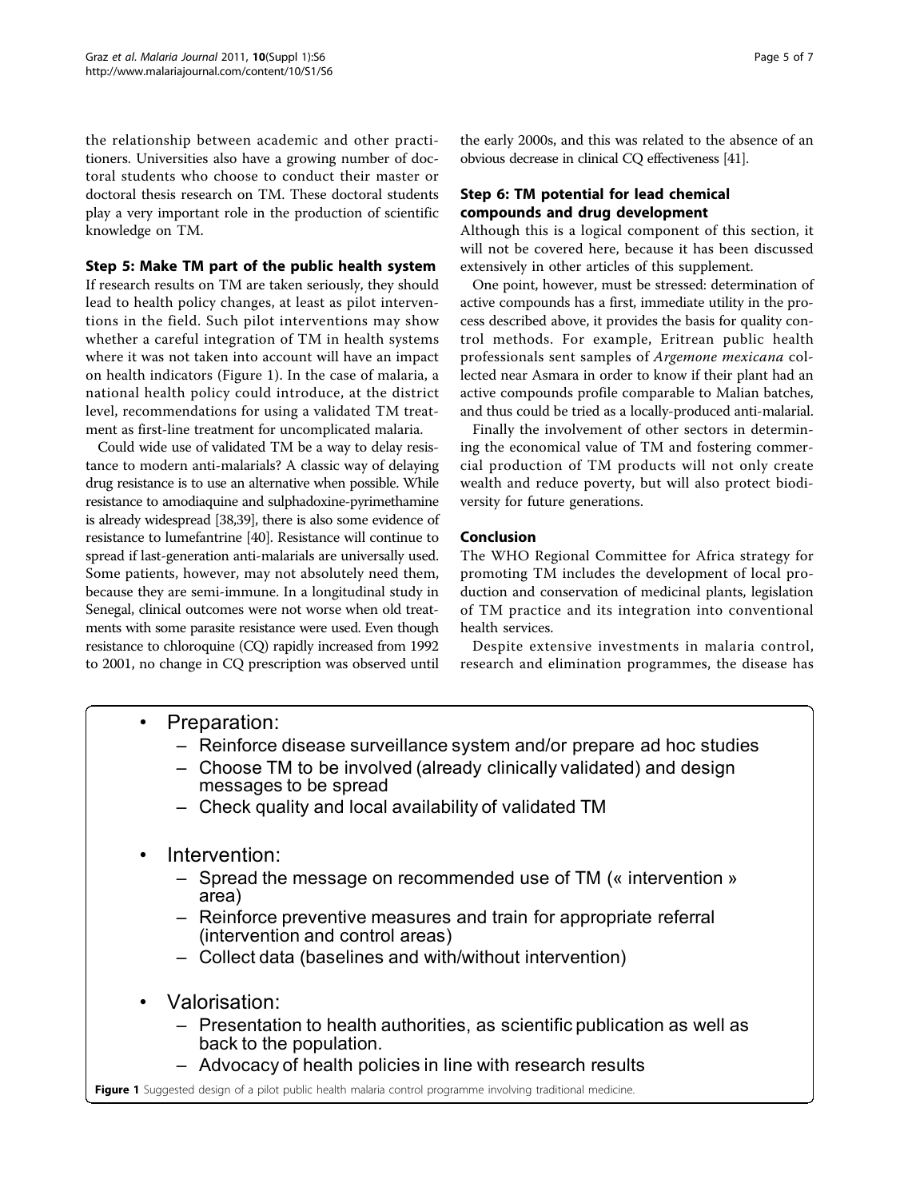the relationship between academic and other practitioners. Universities also have a growing number of doctoral students who choose to conduct their master or doctoral thesis research on TM. These doctoral students play a very important role in the production of scientific knowledge on TM.

### Step 5: Make TM part of the public health system

If research results on TM are taken seriously, they should lead to health policy changes, at least as pilot interventions in the field. Such pilot interventions may show whether a careful integration of TM in health systems where it was not taken into account will have an impact on health indicators (Figure 1). In the case of malaria, a national health policy could introduce, at the district level, recommendations for using a validated TM treatment as first-line treatment for uncomplicated malaria.

Could wide use of validated TM be a way to delay resistance to modern anti-malarials? A classic way of delaying drug resistance is to use an alternative when possible. While resistance to amodiaquine and sulphadoxine-pyrimethamine is already widespread [38,39], there is also some evidence of resistance to lumefantrine [40]. Resistance will continue to spread if last-generation anti-malarials are universally used. Some patients, however, may not absolutely need them, because they are semi-immune. In a longitudinal study in Senegal, clinical outcomes were not worse when old treatments with some parasite resistance were used. Even though resistance to chloroquine (CQ) rapidly increased from 1992 to 2001, no change in CQ prescription was observed until the early 2000s, and this was related to the absence of an obvious decrease in clinical CQ effectiveness [41].

### Step 6: TM potential for lead chemical compounds and drug development

Although this is a logical component of this section, it will not be covered here, because it has been discussed extensively in other articles of this supplement.

One point, however, must be stressed: determination of active compounds has a first, immediate utility in the process described above, it provides the basis for quality control methods. For example, Eritrean public health professionals sent samples of *Argemone mexicana* collected near Asmara in order to know if their plant had an active compounds profile comparable to Malian batches, and thus could be tried as a locally-produced anti-malarial.

Finally the involvement of other sectors in determining the economical value of TM and fostering commercial production of TM products will not only create wealth and reduce poverty, but will also protect biodiversity for future generations.

## Conclusion

The WHO Regional Committee for Africa strategy for promoting TM includes the development of local production and conservation of medicinal plants, legislation of TM practice and its integration into conventional health services.

Despite extensive investments in malaria control, research and elimination programmes, the disease has

- Preparation:
  - Reinforce disease surveillance system and/or prepare ad hoc studies
  - Choose TM to be involved (already clinically validated) and design messages to be spread
  - Check quality and local availability of validated TM
- Intervention:
  - Spread the message on recommended use of TM (« intervention » area)
  - Reinforce preventive measures and train for appropriate referral (intervention and control areas)
  - Collect data (baselines and with/without intervention)
- Valorisation:
  - Presentation to health authorities, as scientific publication as well as back to the population.
  - Advocacy of health policies in line with research results

**Figure 1** Suggested design of a pilot public health malaria control programme involving traditional medicine.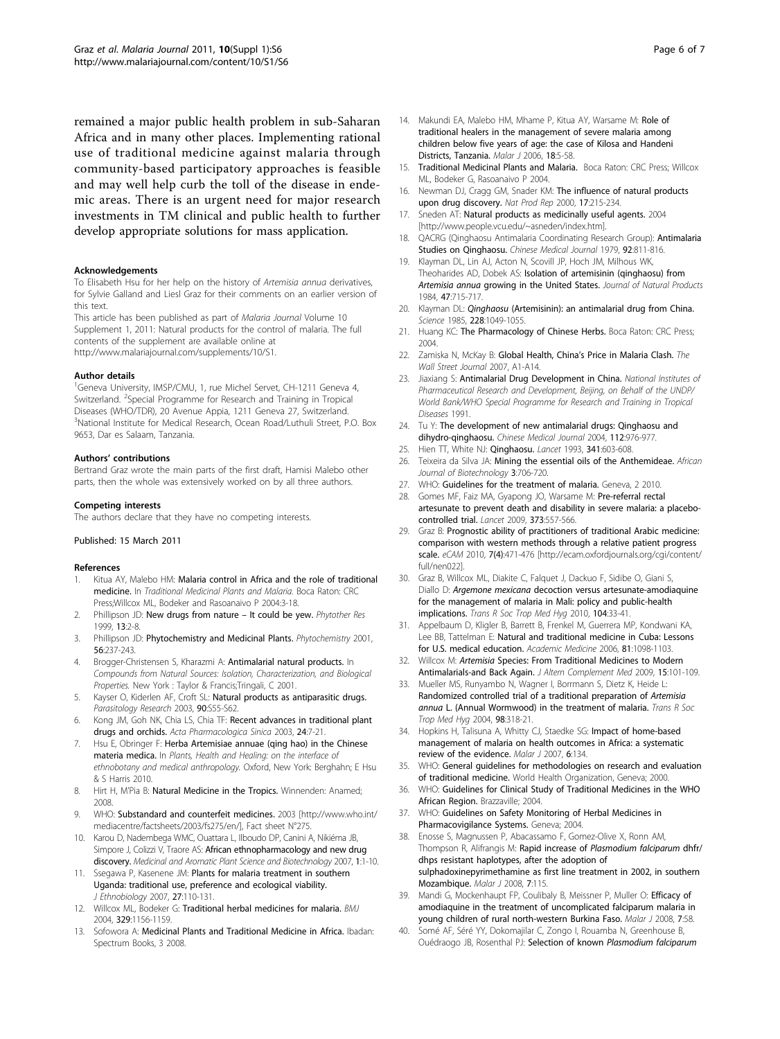remained a major public health problem in sub-Saharan Africa and in many other places. Implementing rational use of traditional medicine against malaria through community-based participatory approaches is feasible and may well help curb the toll of the disease in endemic areas. There is an urgent need for major research investments in TM clinical and public health to further develop appropriate solutions for mass application.

#### Acknowledgements

To Elisabeth Hsu for her help on the history of *Artemisia annua* derivatives, for Sylvie Galland and Liesl Graz for their comments on an earlier version of this text.

This article has been published as part of *Malaria Journal* Volume 10 Supplement 1, 2011: Natural products for the control of malaria. The full contents of the supplement are available online at http://www.malariajournal.com/supplements/10/S1.

#### Author details

[1]Geneva University, IMSP/CMU, 1, rue Michel Servet, CH-1211 Geneva 4, Switzerland. [2]Special Programme for Research and Training in Tropical Diseases (WHO/TDR), 20 Avenue Appia, 1211 Geneva 27, Switzerland. [3]National Institute for Medical Research, Ocean Road/Luthuli Street, P.O. Box 9653, Dar es Salaam, Tanzania.

#### Authors' contributions

Bertrand Graz wrote the main parts of the first draft, Hamisi Malebo other parts, then the whole was extensively worked on by all three authors.

#### Competing interests

The authors declare that they have no competing interests.

Published: 15 March 2011

#### References

1. Kitua AY, Malebo HM: **Malaria control in Africa and the role of traditional medicine.** In *Traditional Medicinal Plants and Malaria.* Boca Raton: CRC Press;Willcox ML, Bodeker and Rasoanaivo P 2004:3-18.
2. Phillipson JD: **New drugs from nature – It could be yew.** *Phytother Res* 1999, **13**:2-8.
3. Phillipson JD: **Phytochemistry and Medicinal Plants.** *Phytochemistry* 2001, **56**:237-243.
4. Brogger-Christensen S, Kharazmi A: **Antimalarial natural products.** In *Compounds from Natural Sources: Isolation, Characterization, and Biological Properties.* New York : Taylor & Francis;Tringali, C 2001.
5. Kayser O, Kiderlen AF, Croft SL: **Natural products as antiparasitic drugs.** *Parasitology Research* 2003, **90**:S55-S62.
6. Kong JM, Goh NK, Chia LS, Chia TF: **Recent advances in traditional plant drugs and orchids.** *Acta Pharmacologica Sinica* 2003, **24**:7-21.
7. Hsu E, Obringer F: **Herba Artemisiae annuae (qing hao) in the Chinese materia medica.** In *Plants, Health and Healing: on the interface of ethnobotany and medical anthropology.* Oxford, New York: Berghahn; E Hsu & S Harris 2010.
8. Hirt H, M'Pia B: **Natural Medicine in the Tropics.** Winnenden: Anamed; 2008.
9. WHO: **Substandard and counterfeit medicines.** 2003 [http://www.who.int/mediacentre/factsheets/2003/fs275/en/], Fact sheet N°275.
10. Karou D, Nadembega WMC, Ouattara L, Ilboudo DP, Canini A, Nikiéma JB, Simpore J, Colizzi V, Traore AS: **African ethnopharmacology and new drug discovery.** *Medicinal and Aromatic Plant Science and Biotechnology* 2007, **1**:1-10.
11. Ssegawa P, Kasenene JM: **Plants for malaria treatment in southern Uganda: traditional use, preference and ecological viability.** *J Ethnobiology* 2007, **27**:110-131.
12. Willcox ML, Bodeker G: **Traditional herbal medicines for malaria.** *BMJ* 2004, **329**:1156-1159.
13. Sofowora A: **Medicinal Plants and Traditional Medicine in Africa.** Ibadan: Spectrum Books, 3 2008.
14. Makundi EA, Malebo HM, Mhame P, Kitua AY, Warsame M: **Role of traditional healers in the management of severe malaria among children below five years of age: the case of Kilosa and Handeni Districts, Tanzania.** *Malar J* 2006, **18**:5-58.
15. **Traditional Medicinal Plants and Malaria.** Boca Raton: CRC Press; Willcox ML, Bodeker G, Rasoanaivo P 2004.
16. Newman DJ, Cragg GM, Snader KM: **The influence of natural products upon drug discovery.** *Nat Prod Rep* 2000, **17**:215-234.
17. Sneden AT: **Natural products as medicinally useful agents.** 2004 [http://www.people.vcu.edu/~asneden/index.htm].
18. QACRG (Qinghaosu Antimalaria Coordinating Research Group): **Antimalaria Studies on Qinghaosu.** *Chinese Medical Journal* 1979, **92**:811-816.
19. Klayman DL, Lin AJ, Acton N, Scovill JP, Hoch JM, Milhous WK, Theoharides AD, Dobek AS: **Isolation of artemisinin (qinghaosu) from *Artemisia annua* growing in the United States.** *Journal of Natural Products* 1984, **47**:715-717.
20. Klayman DL: ***Qinghaosu* (Artemisinin): an antimalarial drug from China.** *Science* 1985, **228**:1049-1055.
21. Huang KC: **The Pharmacology of Chinese Herbs.** Boca Raton: CRC Press; 2004.
22. Zamiska N, McKay B: **Global Health, China's Price in Malaria Clash.** *The Wall Street Journal* 2007, A1-A14.
23. Jiaxiang S: **Antimalarial Drug Development in China.** *National Institutes of Pharmaceutical Research and Development, Beijing, on Behalf of the UNDP/World Bank/WHO Special Programme for Research and Training in Tropical Diseases* 1991.
24. Tu Y: **The development of new antimalarial drugs: Qinghaosu and dihydro-qinghaosu.** *Chinese Medical Journal* 2004, **112**:976-977.
25. Hien TT, White NJ: **Qinghaosu.** *Lancet* 1993, **341**:603-608.
26. Teixeira da Silva JA: **Mining the essential oils of the Anthemideae.** *African Journal of Biotechnology* **3**:706-720.
27. WHO: **Guidelines for the treatment of malaria.** Geneva, 2 2010.
28. Gomes MF, Faiz MA, Gyapong JO, Warsame M: **Pre-referral rectal artesunate to prevent death and disability in severe malaria: a placebo-controlled trial.** *Lancet* 2009, **373**:557-566.
29. Graz B: **Prognostic ability of practitioners of traditional Arabic medicine: comparison with western methods through a relative patient progress scale.** *eCAM* 2010, **7(4)**:471-476 [http://ecam.oxfordjournals.org/cgi/content/full/nen022].
30. Graz B, Willcox ML, Diakite C, Falquet J, Dackuo F, Sidibe O, Giani S, Diallo D: ***Argemone mexicana* decoction versus artesunate-amodiaquine for the management of malaria in Mali: policy and public-health implications.** *Trans R Soc Trop Med Hyg* 2010, **104**:33-41.
31. Appelbaum D, Kligler B, Barrett B, Frenkel M, Guerrera MP, Kondwani KA, Lee BB, Tattelman E: **Natural and traditional medicine in Cuba: Lessons for U.S. medical education.** *Academic Medicine* 2006, **81**:1098-1103.
32. Willcox M: ***Artemisia* Species: From Traditional Medicines to Modern Antimalarials-and Back Again.** *J Altern Complement Med* 2009, **15**:101-109.
33. Mueller MS, Runyambo N, Wagner I, Borrmann S, Dietz K, Heide L: **Randomized controlled trial of a traditional preparation of *Artemisia annua* L. (Annual Wormwood) in the treatment of malaria.** *Trans R Soc Trop Med Hyg* 2004, **98**:318-21.
34. Hopkins H, Talisuna A, Whitty CJ, Staedke SG: **Impact of home-based management of malaria on health outcomes in Africa: a systematic review of the evidence.** *Malar J* 2007, **6**:134.
35. WHO: **General guidelines for methodologies on research and evaluation of traditional medicine.** World Health Organization, Geneva; 2000.
36. WHO: **Guidelines for Clinical Study of Traditional Medicines in the WHO African Region.** Brazzaville; 2004.
37. WHO: **Guidelines on Safety Monitoring of Herbal Medicines in Pharmacovigilance Systems.** Geneva; 2004.
38. Enosse S, Magnussen P, Abacassamo F, Gomez-Olive X, Ronn AM, Thompson R, Alifrangis M: **Rapid increase of *Plasmodium falciparum* dhfr/dhps resistant haplotypes, after the adoption of sulphadoxinepyrimethamine as first line treatment in 2002, in southern Mozambique.** *Malar J* 2008, **7**:115.
39. Mandi G, Mockenhaupt FP, Coulibaly B, Meissner P, Muller O: **Efficacy of amodiaquine in the treatment of uncomplicated falciparum malaria in young children of rural north-western Burkina Faso.** *Malar J* 2008, **7**:58.
40. Somé AF, Séré YY, Dokomajilar C, Zongo I, Rouamba N, Greenhouse B, Ouédraogo JB, Rosenthal PJ: **Selection of known *Plasmodium falciparum***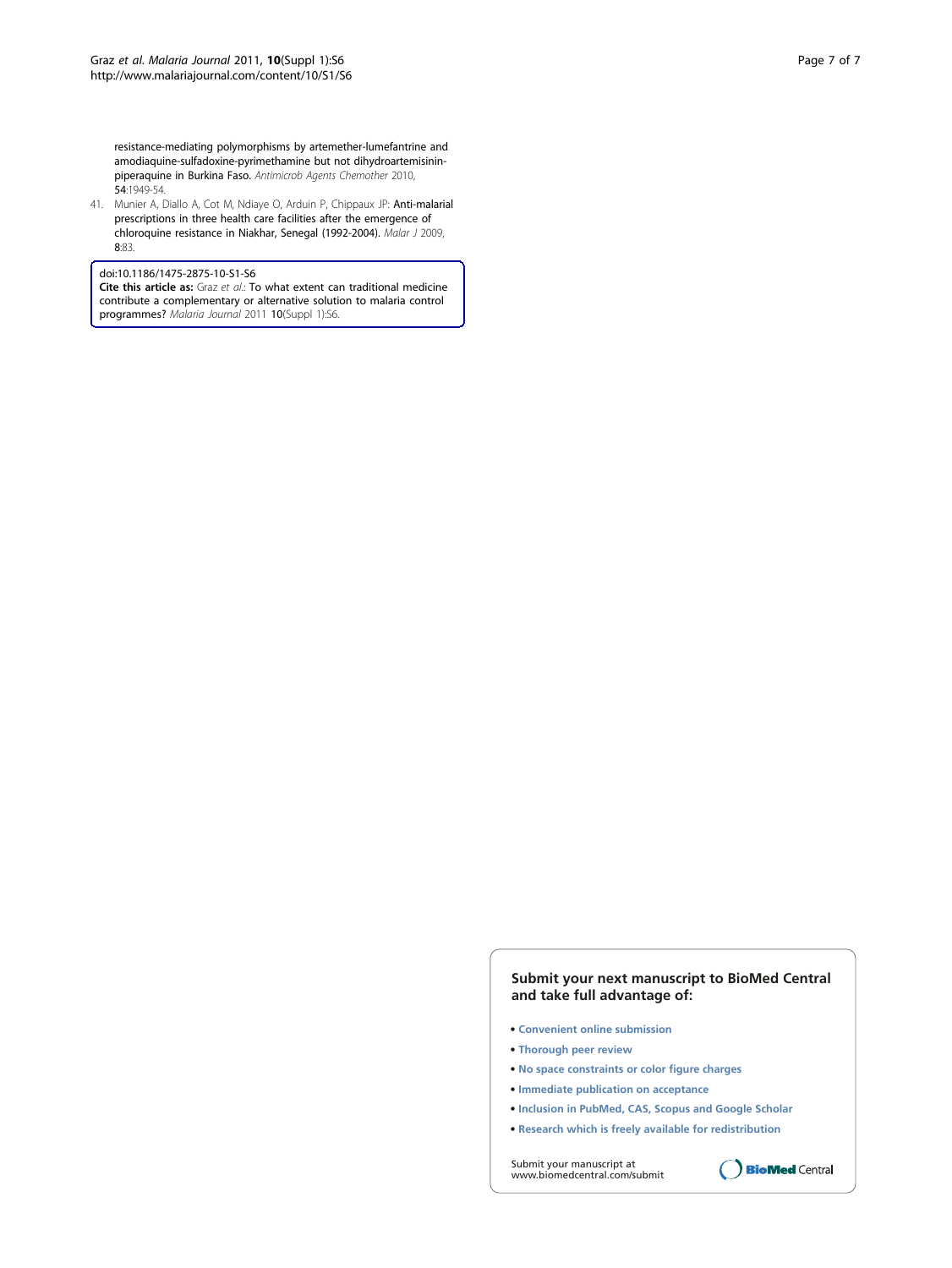resistance-mediating polymorphisms by artemether-lumefantrine and amodiaquine-sulfadoxine-pyrimethamine but not dihydroartemisinin-piperaquine in Burkina Faso. *Antimicrob Agents Chemother* 2010, **54**:1949-54.

41. Munier A, Diallo A, Cot M, Ndiaye O, Arduin P, Chippaux JP: **Anti-malarial prescriptions in three health care facilities after the emergence of chloroquine resistance in Niakhar, Senegal (1992-2004).** *Malar J* 2009, **8**:83.

doi:10.1186/1475-2875-10-S1-S6

**Cite this article as:** Graz *et al.*: To what extent can traditional medicine contribute a complementary or alternative solution to malaria control programmes? *Malaria Journal* 2011 **10**(Suppl 1):S6.

**Submit your next manuscript to BioMed Central and take full advantage of:**

- **Convenient online submission**
- **Thorough peer review**
- **No space constraints or color figure charges**
- **Immediate publication on acceptance**
- **Inclusion in PubMed, CAS, Scopus and Google Scholar**
- **Research which is freely available for redistribution**

Submit your manuscript at
www.biomedcentral.com/submit

BioMed Central